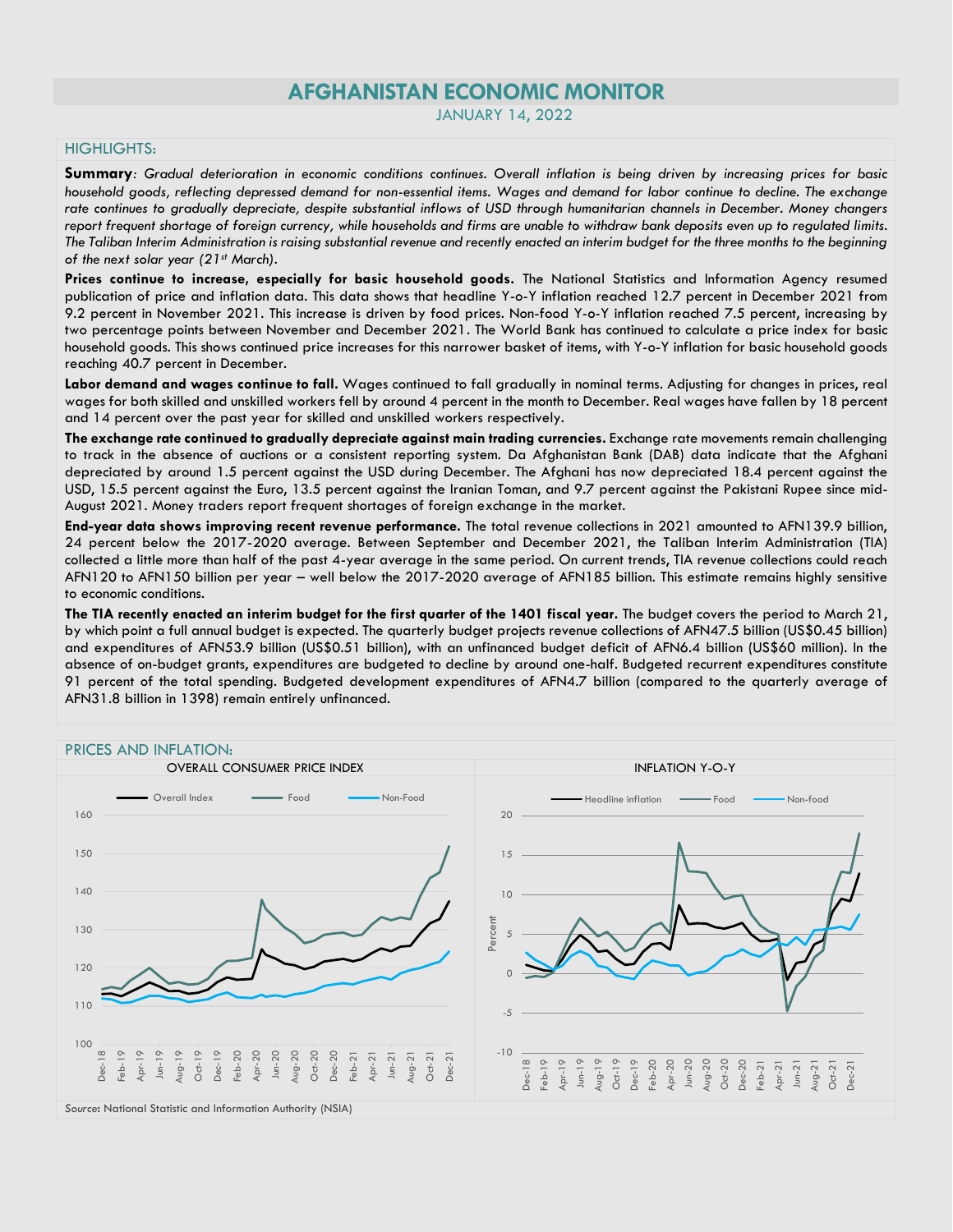# AFGHANISTAN ECONOMIC MONITOR

JANUARY 14, 2022

## HIGHLIGHTS:

**Summary**: *Gradual deterioration in economic conditions continues. Overall inflation is being driven by increasing prices for basic household goods, reflecting depressed demand for non-essential items. Wages and demand for labor continue to decline. The exchange rate continues to gradually depreciate, despite substantial inflows of USD through humanitarian channels in December. Money changers report frequent shortage of foreign currency, while households and firms are unable to withdraw bank deposits even up to regulated limits. The Taliban Interim Administration is raising substantial revenue and recently enacted an interim budget for the three months to the beginning of the next solar year (21st March).*

**Prices continue to increase, especially for basic household goods.** The National Statistics and Information Agency resumed publication of price and inflation data. This data shows that headline Y-o-Y inflation reached 12.7 percent in December 2021 from 9.2 percent in November 2021. This increase is driven by food prices. Non-food Y-o-Y inflation reached 7.5 percent, increasing by two percentage points between November and December 2021. The World Bank has continued to calculate a price index for basic household goods. This shows continued price increases for this narrower basket of items, with Y-o-Y inflation for basic household goods reaching 40.7 percent in December.

**Labor demand and wages continue to fall.** Wages continued to fall gradually in nominal terms. Adjusting for changes in prices, real wages for both skilled and unskilled workers fell by around 4 percent in the month to December. Real wages have fallen by 18 percent and 14 percent over the past year for skilled and unskilled workers respectively.

**The exchange rate continued to gradually depreciate against main trading currencies.** Exchange rate movements remain challenging to track in the absence of auctions or a consistent reporting system. Da Afghanistan Bank (DAB) data indicate that the Afghani depreciated by around 1.5 percent against the USD during December. The Afghani has now depreciated 18.4 percent against the USD, 15.5 percent against the Euro, 13.5 percent against the Iranian Toman, and 9.7 percent against the Pakistani Rupee since mid-August 2021. Money traders report frequent shortages of foreign exchange in the market.

**End-year data shows improving recent revenue performance.** The total revenue collections in 2021 amounted to AFN139.9 billion, 24 percent below the 2017-2020 average. Between September and December 2021, the Taliban Interim Administration (TIA) collected a little more than half of the past 4-year average in the same period. On current trends, TIA revenue collections could reach AFN120 to AFN150 billion per year – well below the 2017-2020 average of AFN185 billion. This estimate remains highly sensitive to economic conditions.

**The TIA recently enacted an interim budget for the first quarter of the 1401 fiscal year.** The budget covers the period to March 21, by which point a full annual budget is expected. The quarterly budget projects revenue collections of AFN47.5 billion (US$0.45 billion) and expenditures of AFN53.9 billion (US$0.51 billion), with an unfinanced budget deficit of AFN6.4 billion (US$60 million). In the absence of on-budget grants, expenditures are budgeted to decline by around one-half. Budgeted recurrent expenditures constitute 91 percent of the total spending. Budgeted development expenditures of AFN4.7 billion (compared to the quarterly average of AFN31.8 billion in 1398) remain entirely unfinanced.

## PRICES AND INFLATION:

OVERALL CONSUMER PRICE INDEX

INFLATION Y-O-Y

*Source*: National Statistic and Information Authority (NSIA)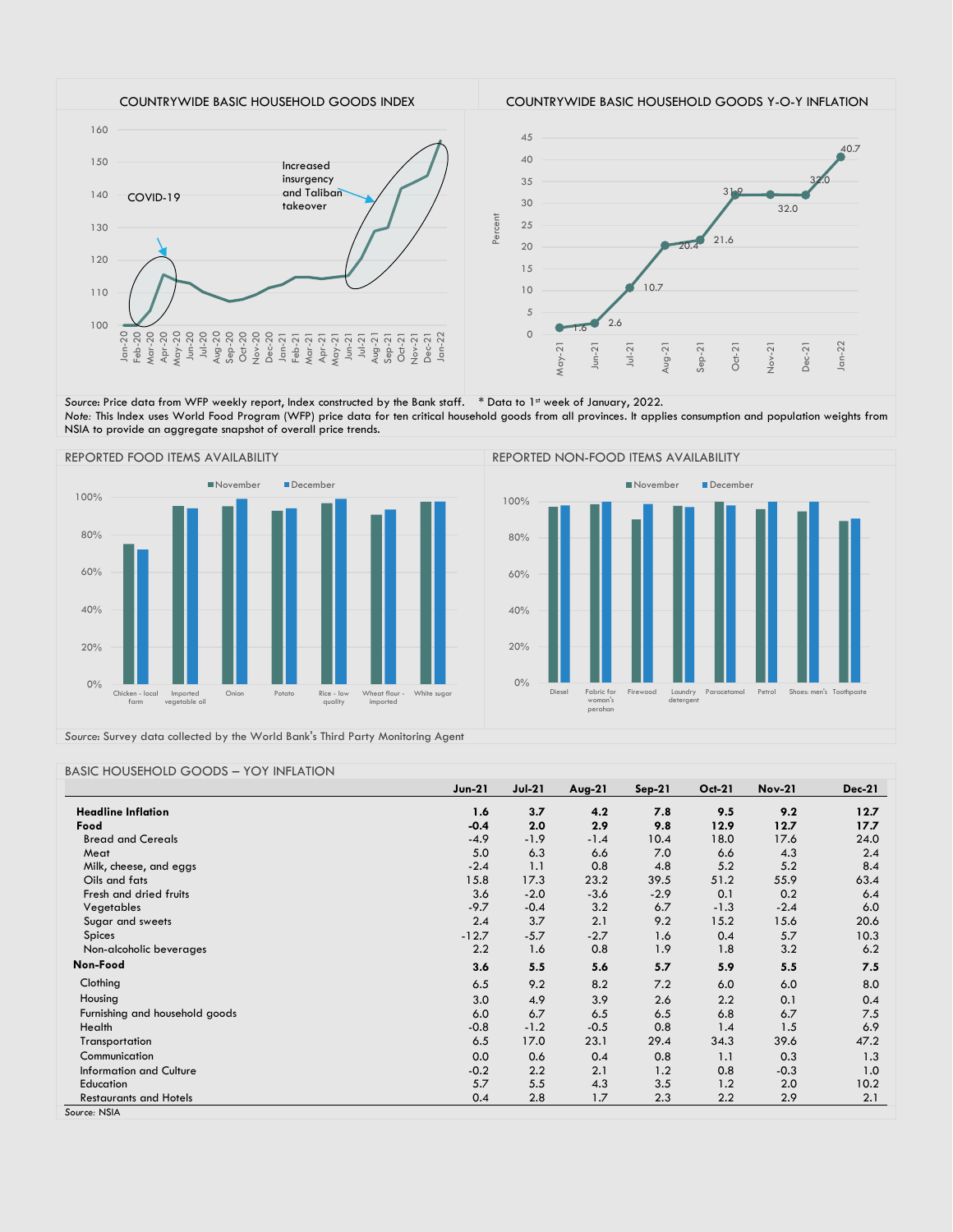COUNTRYWIDE BASIC HOUSEHOLD GOODS INDEX

COVID-19

Increased insurgency and Taliban takeover

COUNTRYWIDE BASIC HOUSEHOLD GOODS Y-O-Y INFLATION

| May-21 | Jun-21 | Jul-21 | Aug-21 | Sep-21 | Oct-21 | Nov-21 | Dec-21 | Jan-22 |
|---|---|---|---|---|---|---|---|---|
| 1.6 | 2.6 | 10.7 | 20.4 | 21.6 | 31.9 | 32.0 | 32.0 | 40.7 |

*Source:* Price data from WFP weekly report, Index constructed by the Bank staff. * Data to 1[st] week of January, 2022.
*Note:* This Index uses World Food Program (WFP) price data for ten critical household goods from all provinces. It applies consumption and population weights from NSIA to provide an aggregate snapshot of overall price trends.

REPORTED FOOD ITEMS AVAILABILITY

REPORTED NON-FOOD ITEMS AVAILABILITY

*Source:* Survey data collected by the World Bank's Third Party Monitoring Agent

BASIC HOUSEHOLD GOODS – YOY INFLATION

| | Jun-21 | Jul-21 | Aug-21 | Sep-21 | Oct-21 | Nov-21 | Dec-21 |
|---|---|---|---|---|---|---|---|
| **Headline Inflation** | **1.6** | **3.7** | **4.2** | **7.8** | **9.5** | **9.2** | **12.7** |
| **Food** | **-0.4** | **2.0** | **2.9** | **9.8** | **12.9** | **12.7** | **17.7** |
| Bread and Cereals | -4.9 | -1.9 | -1.4 | 10.4 | 18.0 | 17.6 | 24.0 |
| Meat | 5.0 | 6.3 | 6.6 | 7.0 | 6.6 | 4.3 | 2.4 |
| Milk, cheese, and eggs | -2.4 | 1.1 | 0.8 | 4.8 | 5.2 | 5.2 | 8.4 |
| Oils and fats | 15.8 | 17.3 | 23.2 | 39.5 | 51.2 | 55.9 | 63.4 |
| Fresh and dried fruits | 3.6 | -2.0 | -3.6 | -2.9 | 0.1 | 0.2 | 6.4 |
| Vegetables | -9.7 | -0.4 | 3.2 | 6.7 | -1.3 | -2.4 | 6.0 |
| Sugar and sweets | 2.4 | 3.7 | 2.1 | 9.2 | 15.2 | 15.6 | 20.6 |
| Spices | -12.7 | -5.7 | -2.7 | 1.6 | 0.4 | 5.7 | 10.3 |
| Non-alcoholic beverages | 2.2 | 1.6 | 0.8 | 1.9 | 1.8 | 3.2 | 6.2 |
| **Non-Food** | **3.6** | **5.5** | **5.6** | **5.7** | **5.9** | **5.5** | **7.5** |
| Clothing | 6.5 | 9.2 | 8.2 | 7.2 | 6.0 | 6.0 | 8.0 |
| Housing | 3.0 | 4.9 | 3.9 | 2.6 | 2.2 | 0.1 | 0.4 |
| Furnishing and household goods | 6.0 | 6.7 | 6.5 | 6.5 | 6.8 | 6.7 | 7.5 |
| Health | -0.8 | -1.2 | -0.5 | 0.8 | 1.4 | 1.5 | 6.9 |
| Transportation | 6.5 | 17.0 | 23.1 | 29.4 | 34.3 | 39.6 | 47.2 |
| Communication | 0.0 | 0.6 | 0.4 | 0.8 | 1.1 | 0.3 | 1.3 |
| Information and Culture | -0.2 | 2.2 | 2.1 | 1.2 | 0.8 | -0.3 | 1.0 |
| Education | 5.7 | 5.5 | 4.3 | 3.5 | 1.2 | 2.0 | 10.2 |
| Restaurants and Hotels | 0.4 | 2.8 | 1.7 | 2.3 | 2.2 | 2.9 | 2.1 |

*Source:* NSIA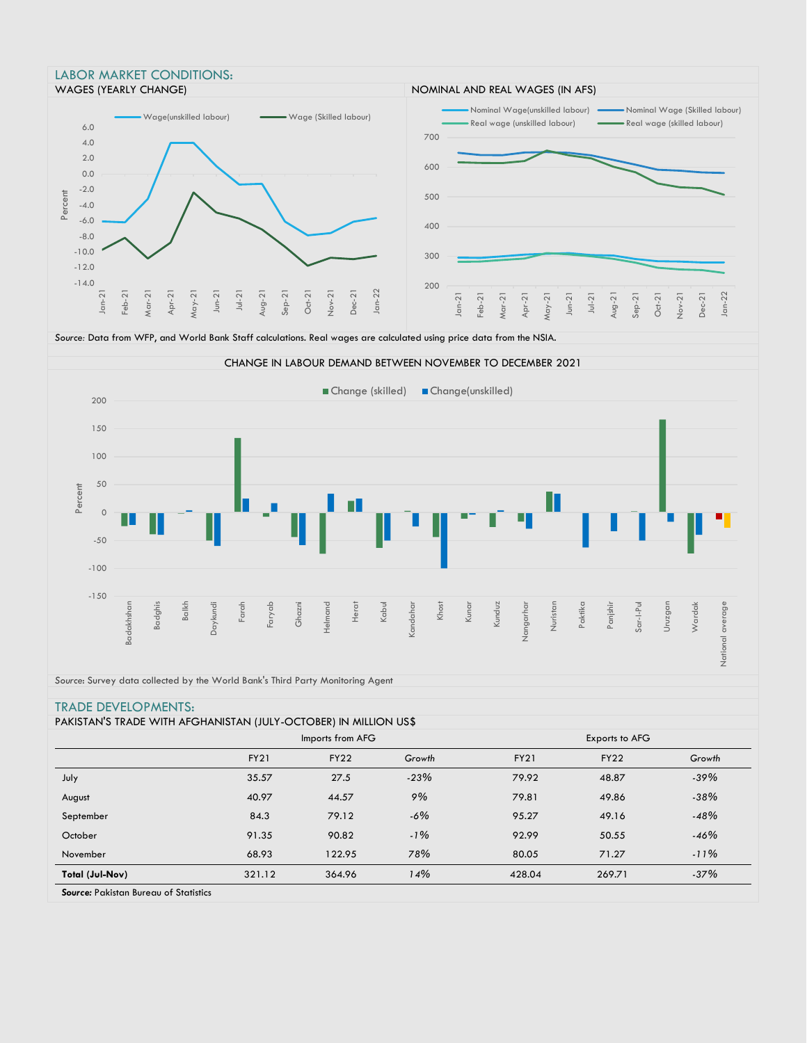## LABOR MARKET CONDITIONS:

### WAGES (YEARLY CHANGE)

### NOMINAL AND REAL WAGES (IN AFS)

*Source:* Data from WFP, and World Bank Staff calculations. Real wages are calculated using price data from the NSIA.

### CHANGE IN LABOUR DEMAND BETWEEN NOVEMBER TO DECEMBER 2021

*Source:* Survey data collected by the World Bank's Third Party Monitoring Agent

## TRADE DEVELOPMENTS:

### PAKISTAN'S TRADE WITH AFGHANISTAN (JULY-OCTOBER) IN MILLION US$

| | Imports from AFG | | | Exports to AFG | | |
|---|---|---|---|---|---|---|
| | FY21 | FY22 | *Growth* | FY21 | FY22 | *Growth* |
| July | 35.57 | 27.5 | *-23%* | 79.92 | 48.87 | *-39%* |
| August | 40.97 | 44.57 | *9%* | 79.81 | 49.86 | *-38%* |
| September | 84.3 | 79.12 | *-6%* | 95.27 | 49.16 | *-48%* |
| October | 91.35 | 90.82 | *-1%* | 92.99 | 50.55 | *-46%* |
| November | 68.93 | 122.95 | *78%* | 80.05 | 71.27 | *-11%* |
| **Total (Jul-Nov)** | 321.12 | 364.96 | *14%* | 428.04 | 269.71 | *-37%* |

**Source:** Pakistan Bureau of Statistics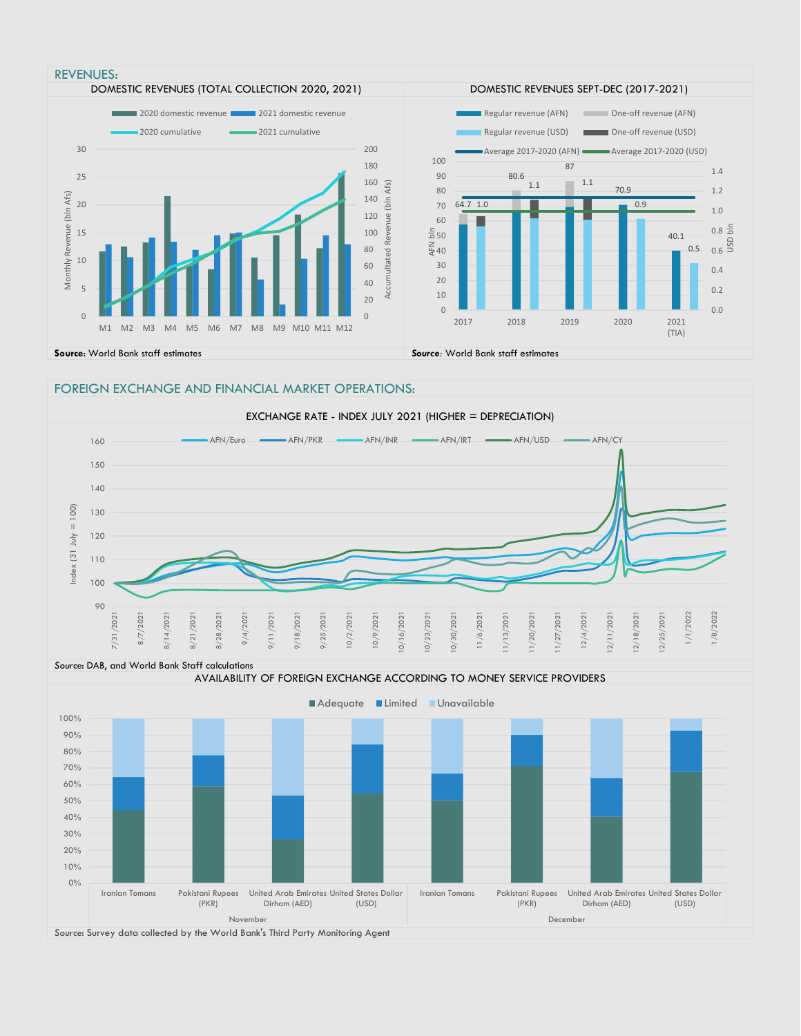## REVENUES:

### DOMESTIC REVENUES (TOTAL COLLECTION 2020, 2021)

2020 domestic revenue | 2021 domestic revenue | 2020 cumulative | 2021 cumulative

Monthly Revenue (bln Afs) | Accumulated Revenue (bln Afs)

M1 M2 M3 M4 M5 M6 M7 M8 M9 M10 M11 M12

**Source:** World Bank staff estimates

### DOMESTIC REVENUES SEPT-DEC (2017-2021)

Regular revenue (AFN) | One-off revenue (AFN) | Regular revenue (USD) | One-off revenue (USD) | Average 2017-2020 (AFN) | Average 2017-2020 (USD)

| Year | AFN bln | USD bln |
|---|---|---|
| 2017 | 64.7 | 1.0 |
| 2018 | 80.6 | 1.1 |
| 2019 | 87 | 1.1 |
| 2020 | 70.9 | 0.9 |
| 2021 (TIA) | 40.1 | 0.5 |

**Source**: World Bank staff estimates

## FOREIGN EXCHANGE AND FINANCIAL MARKET OPERATIONS:

### EXCHANGE RATE - INDEX JULY 2021 (HIGHER = DEPRECIATION)

AFN/Euro | AFN/PKR | AFN/INR | AFN/IRT | AFN/USD | AFN/CY

Index (31 July = 100)

Source: DAB, and World Bank Staff calculations

### AVAILABILITY OF FOREIGN EXCHANGE ACCORDING TO MONEY SERVICE PROVIDERS

Adequate | Limited | Unavailable

November: Iranian Tomans, Pakistani Rupees (PKR), United Arab Emirates Dirham (AED), United States Dollar (USD)

December: Iranian Tomans, Pakistani Rupees (PKR), United Arab Emirates Dirham (AED), United States Dollar (USD)

Source: Survey data collected by the World Bank's Third Party Monitoring Agent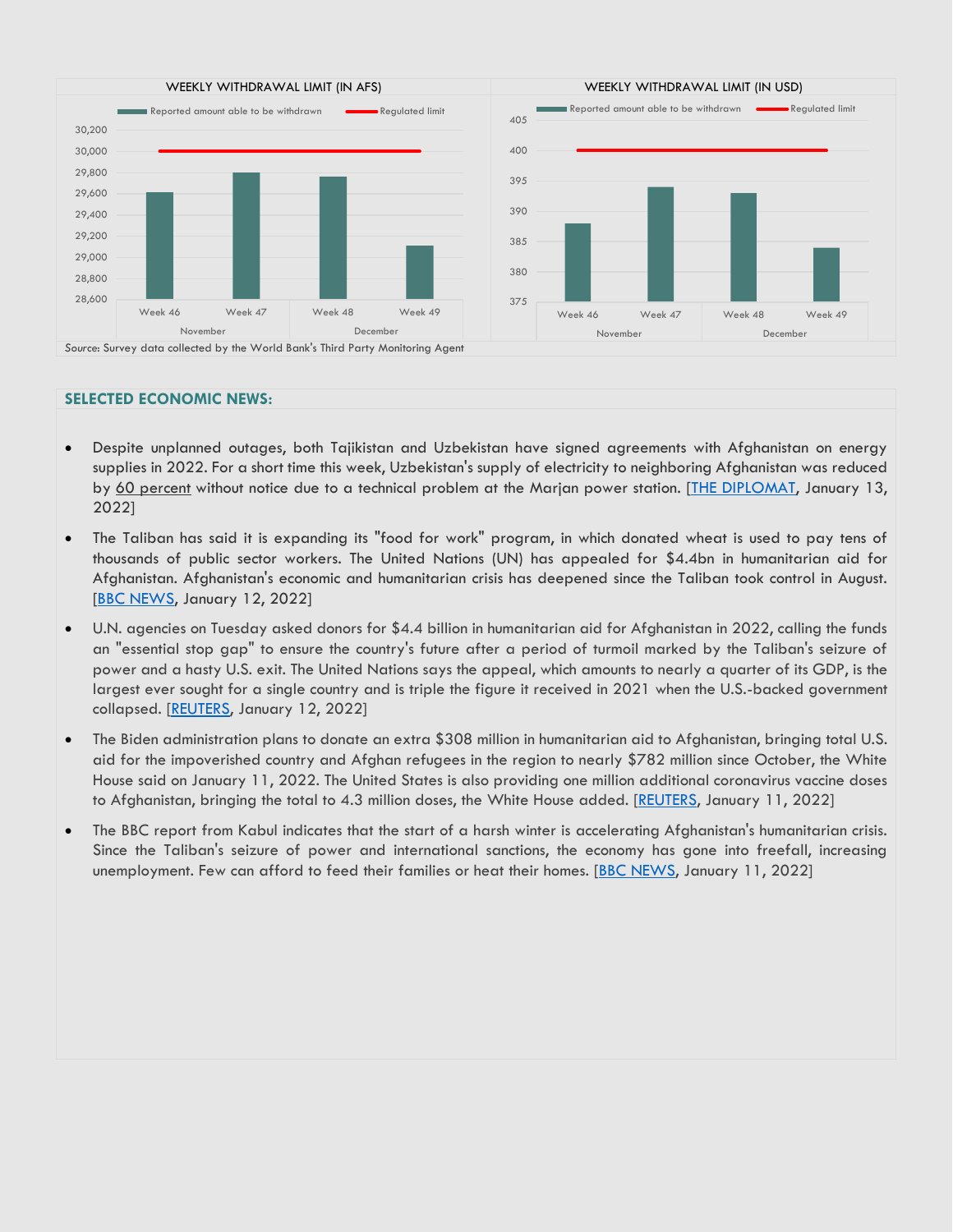WEEKLY WITHDRAWAL LIMIT (IN AFS)

Reported amount able to be withdrawn
Regulated limit

30,200
30,000
29,800
29,600
29,400
29,200
29,000
28,800
28,600

Week 46
Week 47
Week 48
Week 49

November
December

WEEKLY WITHDRAWAL LIMIT (IN USD)

Reported amount able to be withdrawn
Regulated limit

405
400
395
390
385
380
375

Week 46
Week 47
Week 48
Week 49

November
December

*Source:* Survey data collected by the World Bank's Third Party Monitoring Agent

## SELECTED ECONOMIC NEWS:

- Despite unplanned outages, both Tajikistan and Uzbekistan have signed agreements with Afghanistan on energy supplies in 2022. For a short time this week, Uzbekistan's supply of electricity to neighboring Afghanistan was reduced by 60 percent without notice due to a technical problem at the Marjan power station. [THE DIPLOMAT, January 13, 2022]
- The Taliban has said it is expanding its "food for work" program, in which donated wheat is used to pay tens of thousands of public sector workers. The United Nations (UN) has appealed for $4.4bn in humanitarian aid for Afghanistan. Afghanistan's economic and humanitarian crisis has deepened since the Taliban took control in August. [BBC NEWS, January 12, 2022]
- U.N. agencies on Tuesday asked donors for $4.4 billion in humanitarian aid for Afghanistan in 2022, calling the funds an "essential stop gap" to ensure the country's future after a period of turmoil marked by the Taliban's seizure of power and a hasty U.S. exit. The United Nations says the appeal, which amounts to nearly a quarter of its GDP, is the largest ever sought for a single country and is triple the figure it received in 2021 when the U.S.-backed government collapsed. [REUTERS, January 12, 2022]
- The Biden administration plans to donate an extra $308 million in humanitarian aid to Afghanistan, bringing total U.S. aid for the impoverished country and Afghan refugees in the region to nearly $782 million since October, the White House said on January 11, 2022. The United States is also providing one million additional coronavirus vaccine doses to Afghanistan, bringing the total to 4.3 million doses, the White House added. [REUTERS, January 11, 2022]
- The BBC report from Kabul indicates that the start of a harsh winter is accelerating Afghanistan's humanitarian crisis. Since the Taliban's seizure of power and international sanctions, the economy has gone into freefall, increasing unemployment. Few can afford to feed their families or heat their homes. [BBC NEWS, January 11, 2022]